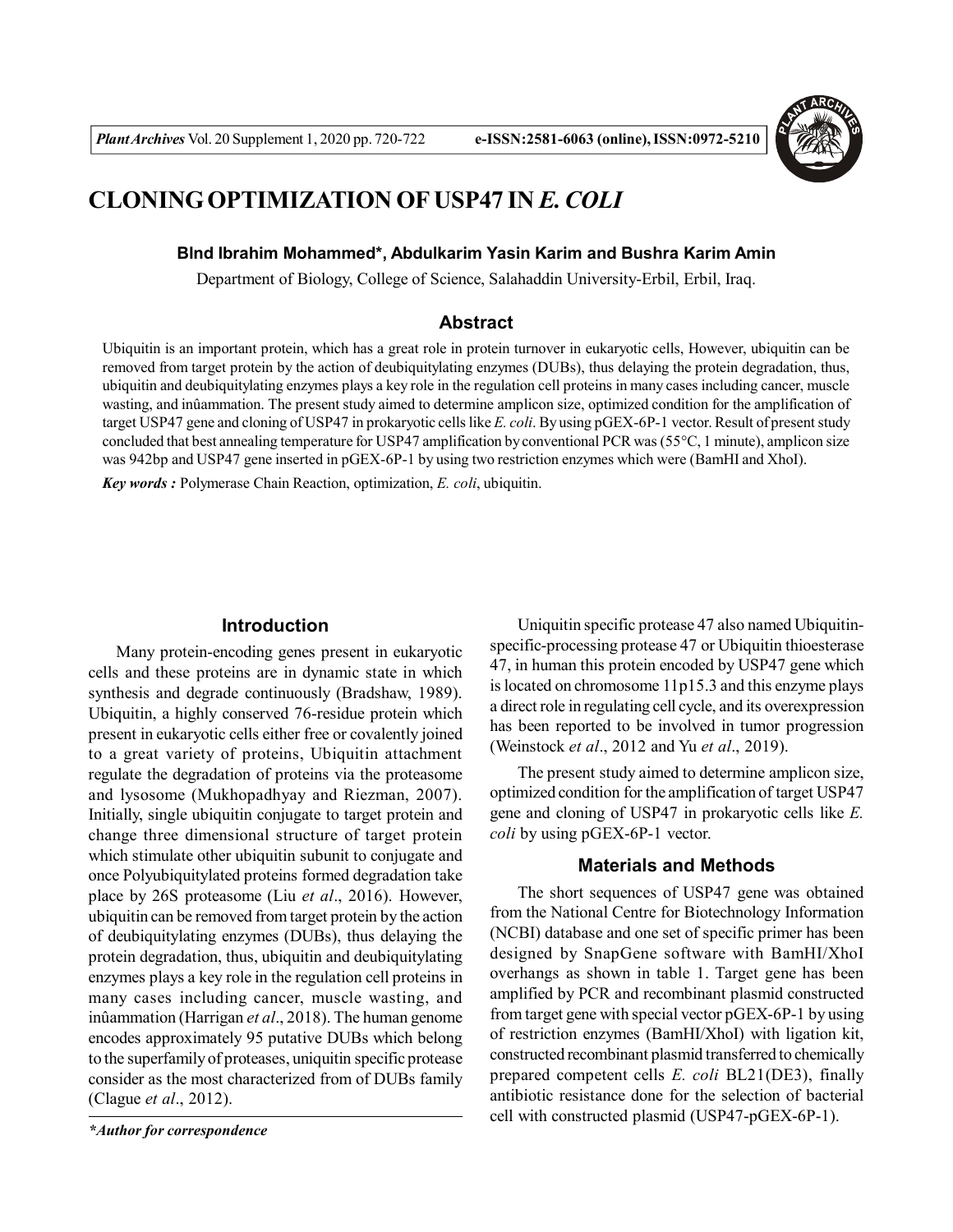# CLONING OPTIMIZATION OF USP47 IN *E. COLI*

**Blnd Ibrahim Mohammed\*, Abdulkarim Yasin Karim and Bushra Karim Amin**

Department of Biology, College of Science, Salahaddin University-Erbil, Erbil, Iraq.

## Abstract

Ubiquitin is an important protein, which has a great role in protein turnover in eukaryotic cells, However, ubiquitin can be removed from target protein by the action of deubiquitylating enzymes (DUBs), thus delaying the protein degradation, thus, ubiquitin and deubiquitylating enzymes plays a key role in the regulation cell proteins in many cases including cancer, muscle wasting, and inflammation. The present study aimed to determine amplicon size, optimized condition for the amplification of target USP47 gene and cloning of USP47 in prokaryotic cells like *E. coli*. By using pGEX-6P-1 vector. Result of present study concluded that best annealing temperature for USP47 amplification by conventional PCR was (55°C, 1 minute), amplicon size was 942bp and USP47 gene inserted in pGEX-6P-1 by using two restriction enzymes which were (BamHI and XhoI).

***Key words :*** Polymerase Chain Reaction, optimization, *E. coli*, ubiquitin.

## Introduction

Many protein-encoding genes present in eukaryotic cells and these proteins are in dynamic state in which synthesis and degrade continuously (Bradshaw, 1989). Ubiquitin, a highly conserved 76-residue protein which present in eukaryotic cells either free or covalently joined to a great variety of proteins, Ubiquitin attachment regulate the degradation of proteins via the proteasome and lysosome (Mukhopadhyay and Riezman, 2007). Initially, single ubiquitin conjugate to target protein and change three dimensional structure of target protein which stimulate other ubiquitin subunit to conjugate and once Polyubiquitylated proteins formed degradation take place by 26S proteasome (Liu *et al*., 2016). However, ubiquitin can be removed from target protein by the action of deubiquitylating enzymes (DUBs), thus delaying the protein degradation, thus, ubiquitin and deubiquitylating enzymes plays a key role in the regulation cell proteins in many cases including cancer, muscle wasting, and inflammation (Harrigan *et al*., 2018). The human genome encodes approximately 95 putative DUBs which belong to the superfamily of proteases, uniquitin specific protease consider as the most characterized from of DUBs family (Clague *et al*., 2012).

Uniquitin specific protease 47 also named Ubiquitin-specific-processing protease 47 or Ubiquitin thioesterase 47, in human this protein encoded by USP47 gene which is located on chromosome 11p15.3 and this enzyme plays a direct role in regulating cell cycle, and its overexpression has been reported to be involved in tumor progression (Weinstock *et al*., 2012 and Yu *et al*., 2019).

The present study aimed to determine amplicon size, optimized condition for the amplification of target USP47 gene and cloning of USP47 in prokaryotic cells like *E. coli* by using pGEX-6P-1 vector.

## Materials and Methods

The short sequences of USP47 gene was obtained from the National Centre for Biotechnology Information (NCBI) database and one set of specific primer has been designed by SnapGene software with BamHI/XhoI overhangs as shown in table 1. Target gene has been amplified by PCR and recombinant plasmid constructed from target gene with special vector pGEX-6P-1 by using of restriction enzymes (BamHI/XhoI) with ligation kit, constructed recombinant plasmid transferred to chemically prepared competent cells *E. coli* BL21(DE3), finally antibiotic resistance done for the selection of bacterial cell with constructed plasmid (USP47-pGEX-6P-1).

*\*Author for correspondence*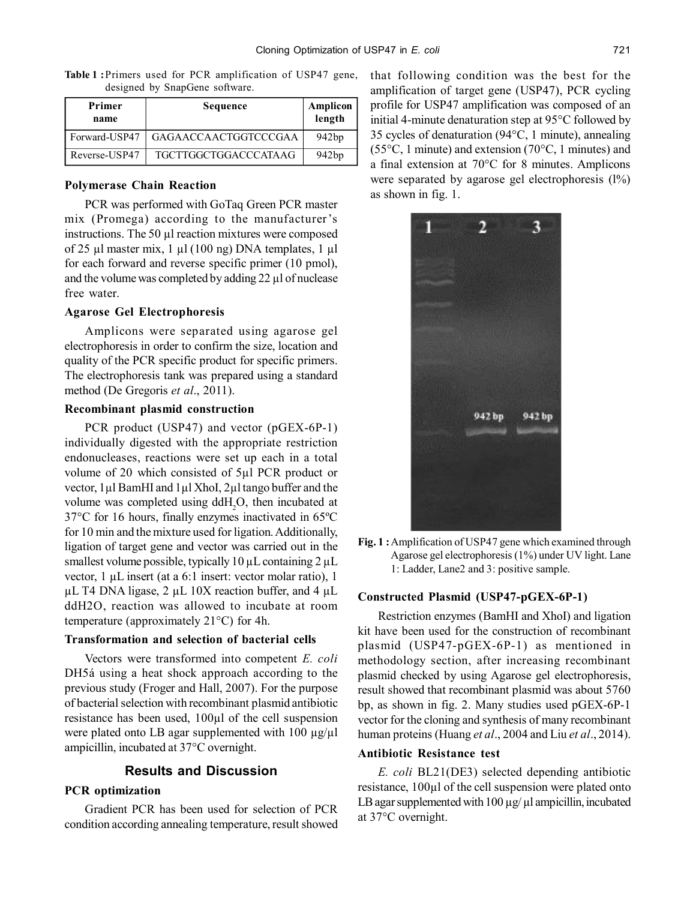**Table 1 :** Primers used for PCR amplification of USP47 gene, designed by SnapGene software.

| Primer name | Sequence | Amplicon length |
|---|---|---|
| Forward-USP47 | GAGAACCAACTGGTCCCGAA | 942bp |
| Reverse-USP47 | TGCTTGGCTGGACCCATAAG | 942bp |

### Polymerase Chain Reaction

PCR was performed with GoTaq Green PCR master mix (Promega) according to the manufacturer's instructions. The 50 µl reaction mixtures were composed of 25 µl master mix, 1 µl (100 ng) DNA templates, 1 µl for each forward and reverse specific primer (10 pmol), and the volume was completed by adding 22 µl of nuclease free water.

### Agarose Gel Electrophoresis

Amplicons were separated using agarose gel electrophoresis in order to confirm the size, location and quality of the PCR specific product for specific primers. The electrophoresis tank was prepared using a standard method (De Gregoris *et al*., 2011).

### Recombinant plasmid construction

PCR product (USP47) and vector (pGEX-6P-1) individually digested with the appropriate restriction endonucleases, reactions were set up each in a total volume of 20 which consisted of 5µl PCR product or vector, 1µl BamHI and 1µl XhoI, 2µl tango buffer and the volume was completed using $ddH_2O$, then incubated at 37°C for 16 hours, finally enzymes inactivated in 65ºC for 10 min and the mixture used for ligation. Additionally, ligation of target gene and vector was carried out in the smallest volume possible, typically 10 µL containing 2 µL vector, 1 µL insert (at a 6:1 insert: vector molar ratio), 1 µL T4 DNA ligase, 2 µL 10X reaction buffer, and 4 µL ddH2O, reaction was allowed to incubate at room temperature (approximately 21°C) for 4h.

### Transformation and selection of bacterial cells

Vectors were transformed into competent *E. coli* DH5á using a heat shock approach according to the previous study (Froger and Hall, 2007). For the purpose of bacterial selection with recombinant plasmid antibiotic resistance has been used, 100µl of the cell suspension were plated onto LB agar supplemented with 100 µg/µl ampicillin, incubated at 37°C overnight.

## Results and Discussion

### PCR optimization

Gradient PCR has been used for selection of PCR condition according annealing temperature, result showed that following condition was the best for the amplification of target gene (USP47), PCR cycling profile for USP47 amplification was composed of an initial 4-minute denaturation step at 95°C followed by 35 cycles of denaturation (94°C, 1 minute), annealing (55°C, 1 minute) and extension (70°C, 1 minutes) and a final extension at 70°C for 8 minutes. Amplicons were separated by agarose gel electrophoresis (l%) as shown in fig. 1.

**Fig. 1 :** Amplification of USP47 gene which examined through Agarose gel electrophoresis (1%) under UV light. Lane 1: Ladder, Lane2 and 3: positive sample.

### Constructed Plasmid (USP47-pGEX-6P-1)

Restriction enzymes (BamHI and XhoI) and ligation kit have been used for the construction of recombinant plasmid (USP47-pGEX-6P-1) as mentioned in methodology section, after increasing recombinant plasmid checked by using Agarose gel electrophoresis, result showed that recombinant plasmid was about 5760 bp, as shown in fig. 2. Many studies used pGEX-6P-1 vector for the cloning and synthesis of many recombinant human proteins (Huang *et al*., 2004 and Liu *et al*., 2014).

### Antibiotic Resistance test

*E. coli* BL21(DE3) selected depending antibiotic resistance, 100µl of the cell suspension were plated onto LB agar supplemented with 100 µg/ µl ampicillin, incubated at 37°C overnight.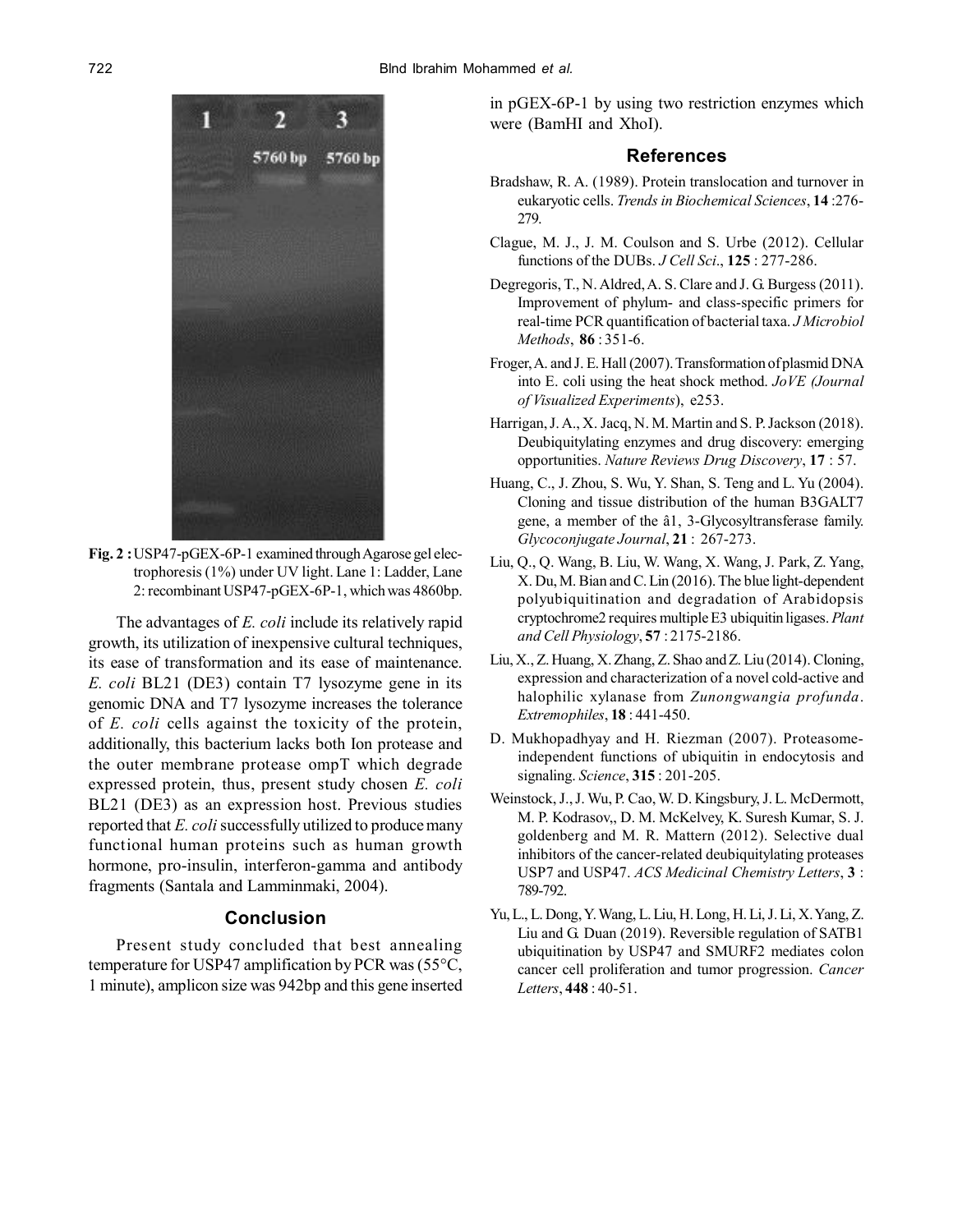1 2 3

5760 bp 5760 bp

**Fig. 2 :** USP47-pGEX-6P-1 examined through Agarose gel electrophoresis (1%) under UV light. Lane 1: Ladder, Lane 2: recombinant USP47-pGEX-6P-1, which was 4860bp.

The advantages of *E. coli* include its relatively rapid growth, its utilization of inexpensive cultural techniques, its ease of transformation and its ease of maintenance. *E. coli* BL21 (DE3) contain T7 lysozyme gene in its genomic DNA and T7 lysozyme increases the tolerance of *E. coli* cells against the toxicity of the protein, additionally, this bacterium lacks both Ion protease and the outer membrane protease ompT which degrade expressed protein, thus, present study chosen *E. coli* BL21 (DE3) as an expression host. Previous studies reported that *E. coli* successfully utilized to produce many functional human proteins such as human growth hormone, pro-insulin, interferon-gamma and antibody fragments (Santala and Lamminmaki, 2004).

## Conclusion

Present study concluded that best annealing temperature for USP47 amplification by PCR was (55°C, 1 minute), amplicon size was 942bp and this gene inserted in pGEX-6P-1 by using two restriction enzymes which were (BamHI and XhoI).

## References

Bradshaw, R. A. (1989). Protein translocation and turnover in eukaryotic cells. *Trends in Biochemical Sciences*, **14** :276-279.

Clague, M. J., J. M. Coulson and S. Urbe (2012). Cellular functions of the DUBs. *J Cell Sci*., **125** : 277-286.

Degregoris, T., N. Aldred, A. S. Clare and J. G. Burgess (2011). Improvement of phylum- and class-specific primers for real-time PCR quantification of bacterial taxa. *J Microbiol Methods*, **86** : 351-6.

Froger, A. and J. E. Hall (2007). Transformation of plasmid DNA into E. coli using the heat shock method. *JoVE (Journal of Visualized Experiments*), e253.

Harrigan, J. A., X. Jacq, N. M. Martin and S. P. Jackson (2018). Deubiquitylating enzymes and drug discovery: emerging opportunities. *Nature Reviews Drug Discovery*, **17** : 57.

Huang, C., J. Zhou, S. Wu, Y. Shan, S. Teng and L. Yu (2004). Cloning and tissue distribution of the human B3GALT7 gene, a member of the â1, 3-Glycosyltransferase family. *Glycoconjugate Journal*, **21** : 267-273.

Liu, Q., Q. Wang, B. Liu, W. Wang, X. Wang, J. Park, Z. Yang, X. Du, M. Bian and C. Lin (2016). The blue light-dependent polyubiquitination and degradation of Arabidopsis cryptochrome2 requires multiple E3 ubiquitin ligases. *Plant and Cell Physiology*, **57** : 2175-2186.

Liu, X., Z. Huang, X. Zhang, Z. Shao and Z. Liu (2014). Cloning, expression and characterization of a novel cold-active and halophilic xylanase from *Zunongwangia profunda*. *Extremophiles*, **18** : 441-450.

D. Mukhopadhyay and H. Riezman (2007). Proteasome-independent functions of ubiquitin in endocytosis and signaling. *Science*, **315** : 201-205.

Weinstock, J., J. Wu, P. Cao, W. D. Kingsbury, J. L. McDermott, M. P. Kodrasov,, D. M. McKelvey, K. Suresh Kumar, S. J. goldenberg and M. R. Mattern (2012). Selective dual inhibitors of the cancer-related deubiquitylating proteases USP7 and USP47. *ACS Medicinal Chemistry Letters*, **3** : 789-792.

Yu, L., L. Dong, Y. Wang, L. Liu, H. Long, H. Li, J. Li, X. Yang, Z. Liu and G. Duan (2019). Reversible regulation of SATB1 ubiquitination by USP47 and SMURF2 mediates colon cancer cell proliferation and tumor progression. *Cancer Letters*, **448** : 40-51.